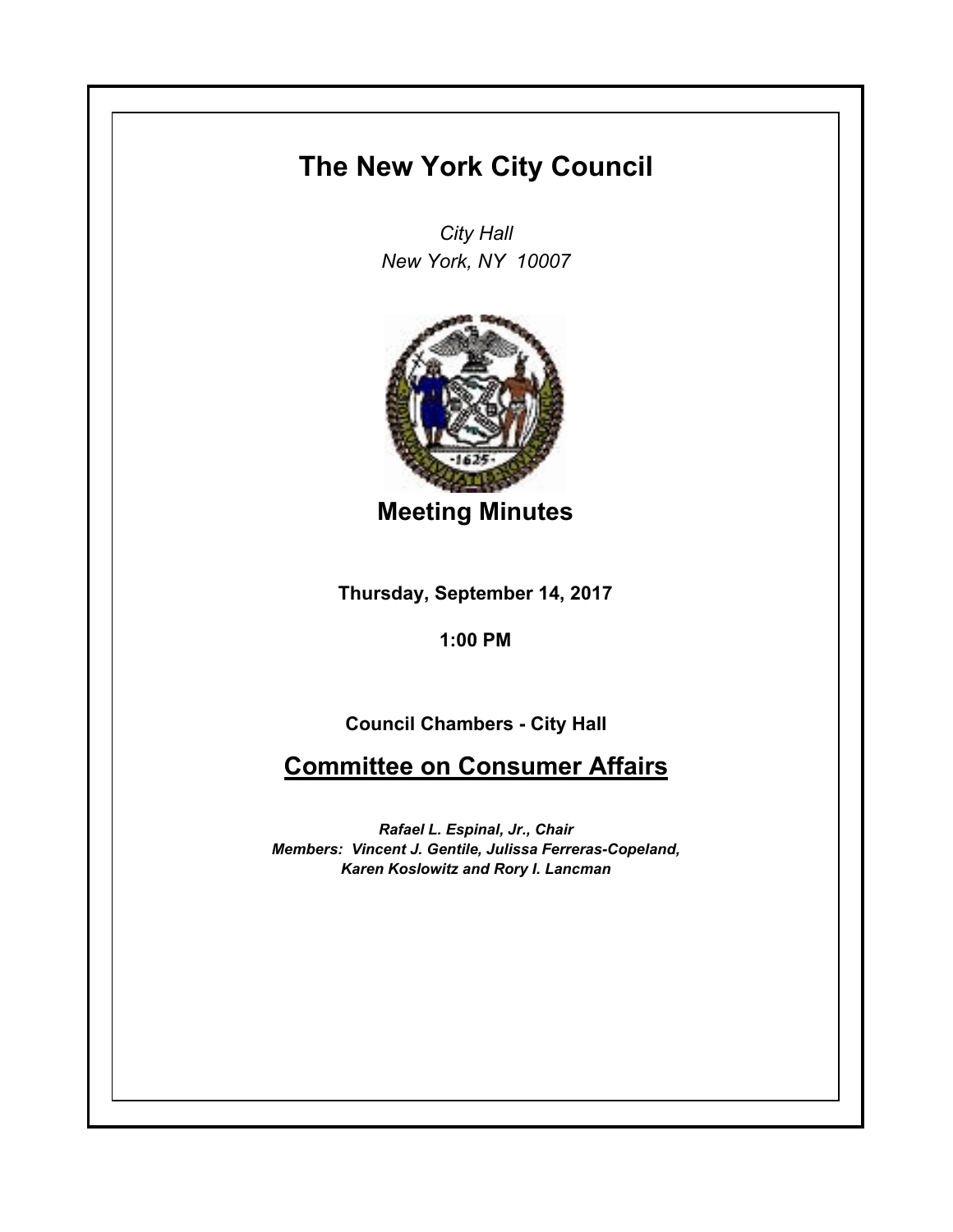# The New York City Council

*City Hall*
*New York, NY 10007*

## Meeting Minutes

**Thursday, September 14, 2017**

**1:00 PM**

**Council Chambers - City Hall**

## Committee on Consumer Affairs

***Rafael L. Espinal, Jr., Chair***
***Members: Vincent J. Gentile, Julissa Ferreras-Copeland, Karen Koslowitz and Rory I. Lancman***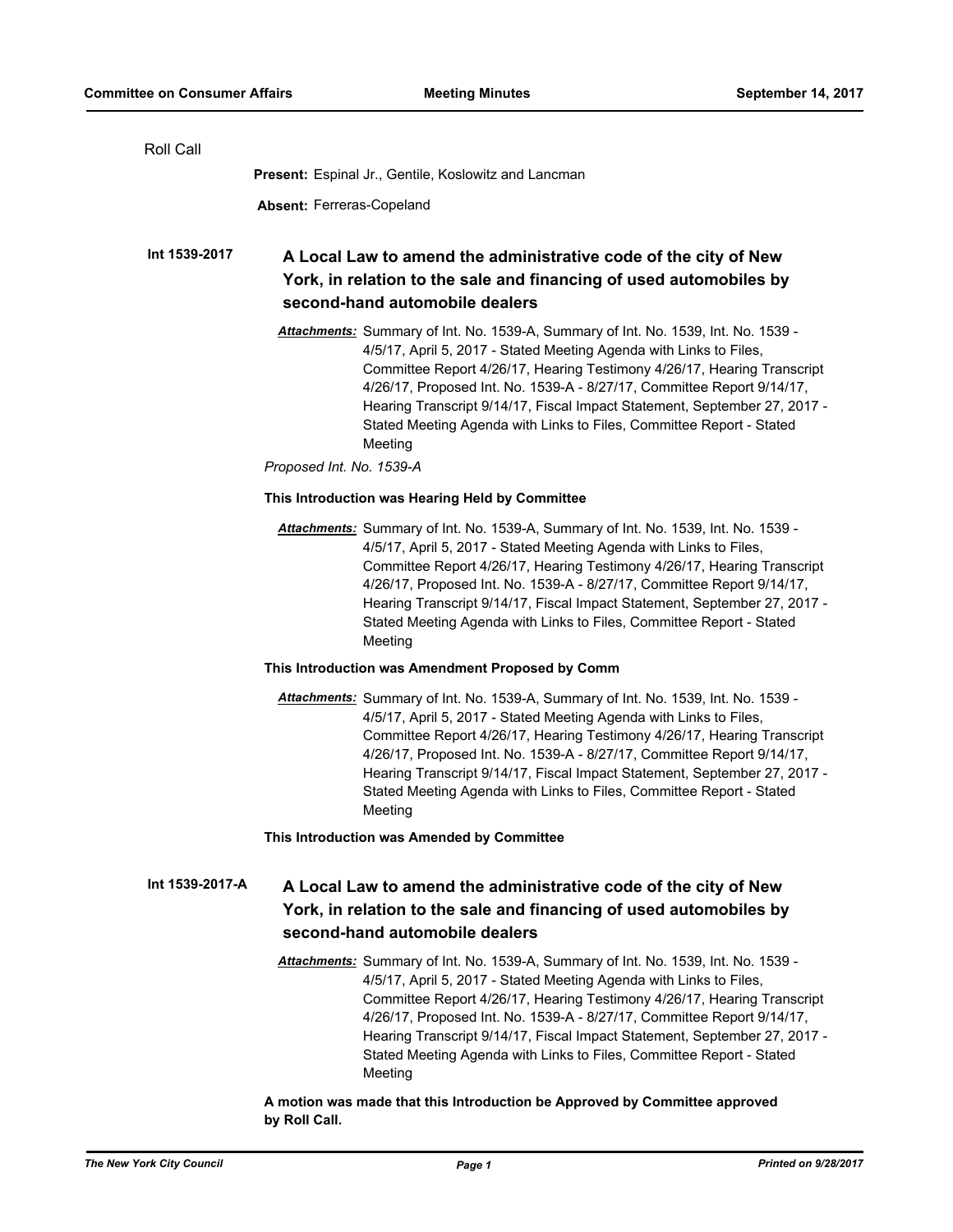Roll Call

**Present:** Espinal Jr., Gentile, Koslowitz and Lancman

**Absent:** Ferreras-Copeland

**Int 1539-2017** **A Local Law to amend the administrative code of the city of New York, in relation to the sale and financing of used automobiles by second-hand automobile dealers**

***Attachments:*** Summary of Int. No. 1539-A, Summary of Int. No. 1539, Int. No. 1539 - 4/5/17, April 5, 2017 - Stated Meeting Agenda with Links to Files, Committee Report 4/26/17, Hearing Testimony 4/26/17, Hearing Transcript 4/26/17, Proposed Int. No. 1539-A - 8/27/17, Committee Report 9/14/17, Hearing Transcript 9/14/17, Fiscal Impact Statement, September 27, 2017 - Stated Meeting Agenda with Links to Files, Committee Report - Stated Meeting

*Proposed Int. No. 1539-A*

**This Introduction was Hearing Held by Committee**

***Attachments:*** Summary of Int. No. 1539-A, Summary of Int. No. 1539, Int. No. 1539 - 4/5/17, April 5, 2017 - Stated Meeting Agenda with Links to Files, Committee Report 4/26/17, Hearing Testimony 4/26/17, Hearing Transcript 4/26/17, Proposed Int. No. 1539-A - 8/27/17, Committee Report 9/14/17, Hearing Transcript 9/14/17, Fiscal Impact Statement, September 27, 2017 - Stated Meeting Agenda with Links to Files, Committee Report - Stated Meeting

**This Introduction was Amendment Proposed by Comm**

***Attachments:*** Summary of Int. No. 1539-A, Summary of Int. No. 1539, Int. No. 1539 - 4/5/17, April 5, 2017 - Stated Meeting Agenda with Links to Files, Committee Report 4/26/17, Hearing Testimony 4/26/17, Hearing Transcript 4/26/17, Proposed Int. No. 1539-A - 8/27/17, Committee Report 9/14/17, Hearing Transcript 9/14/17, Fiscal Impact Statement, September 27, 2017 - Stated Meeting Agenda with Links to Files, Committee Report - Stated Meeting

**This Introduction was Amended by Committee**

**Int 1539-2017-A** **A Local Law to amend the administrative code of the city of New York, in relation to the sale and financing of used automobiles by second-hand automobile dealers**

***Attachments:*** Summary of Int. No. 1539-A, Summary of Int. No. 1539, Int. No. 1539 - 4/5/17, April 5, 2017 - Stated Meeting Agenda with Links to Files, Committee Report 4/26/17, Hearing Testimony 4/26/17, Hearing Transcript 4/26/17, Proposed Int. No. 1539-A - 8/27/17, Committee Report 9/14/17, Hearing Transcript 9/14/17, Fiscal Impact Statement, September 27, 2017 - Stated Meeting Agenda with Links to Files, Committee Report - Stated Meeting

**A motion was made that this Introduction be Approved by Committee approved by Roll Call.**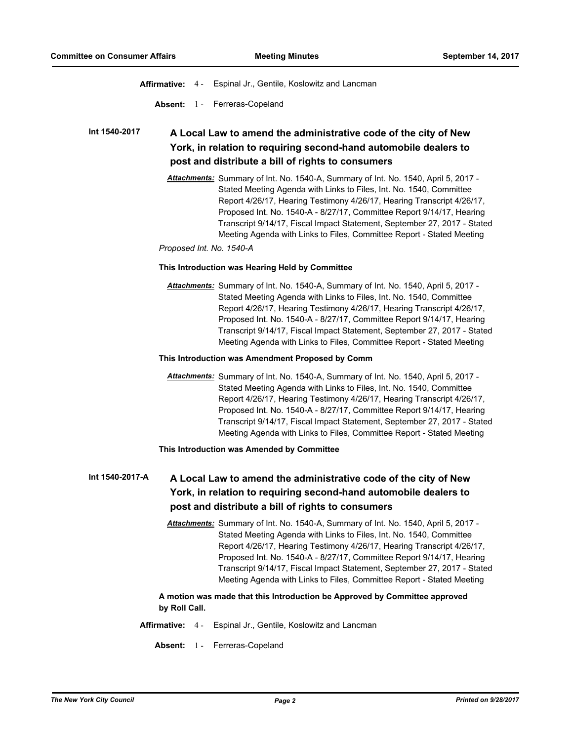**Affirmative:** 4 - Espinal Jr., Gentile, Koslowitz and Lancman

**Absent:** 1 - Ferreras-Copeland

**Int 1540-2017** **A Local Law to amend the administrative code of the city of New York, in relation to requiring second-hand automobile dealers to post and distribute a bill of rights to consumers**

***Attachments:*** Summary of Int. No. 1540-A, Summary of Int. No. 1540, April 5, 2017 - Stated Meeting Agenda with Links to Files, Int. No. 1540, Committee Report 4/26/17, Hearing Testimony 4/26/17, Hearing Transcript 4/26/17, Proposed Int. No. 1540-A - 8/27/17, Committee Report 9/14/17, Hearing Transcript 9/14/17, Fiscal Impact Statement, September 27, 2017 - Stated Meeting Agenda with Links to Files, Committee Report - Stated Meeting

*Proposed Int. No. 1540-A*

**This Introduction was Hearing Held by Committee**

***Attachments:*** Summary of Int. No. 1540-A, Summary of Int. No. 1540, April 5, 2017 - Stated Meeting Agenda with Links to Files, Int. No. 1540, Committee Report 4/26/17, Hearing Testimony 4/26/17, Hearing Transcript 4/26/17, Proposed Int. No. 1540-A - 8/27/17, Committee Report 9/14/17, Hearing Transcript 9/14/17, Fiscal Impact Statement, September 27, 2017 - Stated Meeting Agenda with Links to Files, Committee Report - Stated Meeting

**This Introduction was Amendment Proposed by Comm**

***Attachments:*** Summary of Int. No. 1540-A, Summary of Int. No. 1540, April 5, 2017 - Stated Meeting Agenda with Links to Files, Int. No. 1540, Committee Report 4/26/17, Hearing Testimony 4/26/17, Hearing Transcript 4/26/17, Proposed Int. No. 1540-A - 8/27/17, Committee Report 9/14/17, Hearing Transcript 9/14/17, Fiscal Impact Statement, September 27, 2017 - Stated Meeting Agenda with Links to Files, Committee Report - Stated Meeting

**This Introduction was Amended by Committee**

**Int 1540-2017-A** **A Local Law to amend the administrative code of the city of New York, in relation to requiring second-hand automobile dealers to post and distribute a bill of rights to consumers**

***Attachments:*** Summary of Int. No. 1540-A, Summary of Int. No. 1540, April 5, 2017 - Stated Meeting Agenda with Links to Files, Int. No. 1540, Committee Report 4/26/17, Hearing Testimony 4/26/17, Hearing Transcript 4/26/17, Proposed Int. No. 1540-A - 8/27/17, Committee Report 9/14/17, Hearing Transcript 9/14/17, Fiscal Impact Statement, September 27, 2017 - Stated Meeting Agenda with Links to Files, Committee Report - Stated Meeting

**A motion was made that this Introduction be Approved by Committee approved by Roll Call.**

**Affirmative:** 4 - Espinal Jr., Gentile, Koslowitz and Lancman

**Absent:** 1 - Ferreras-Copeland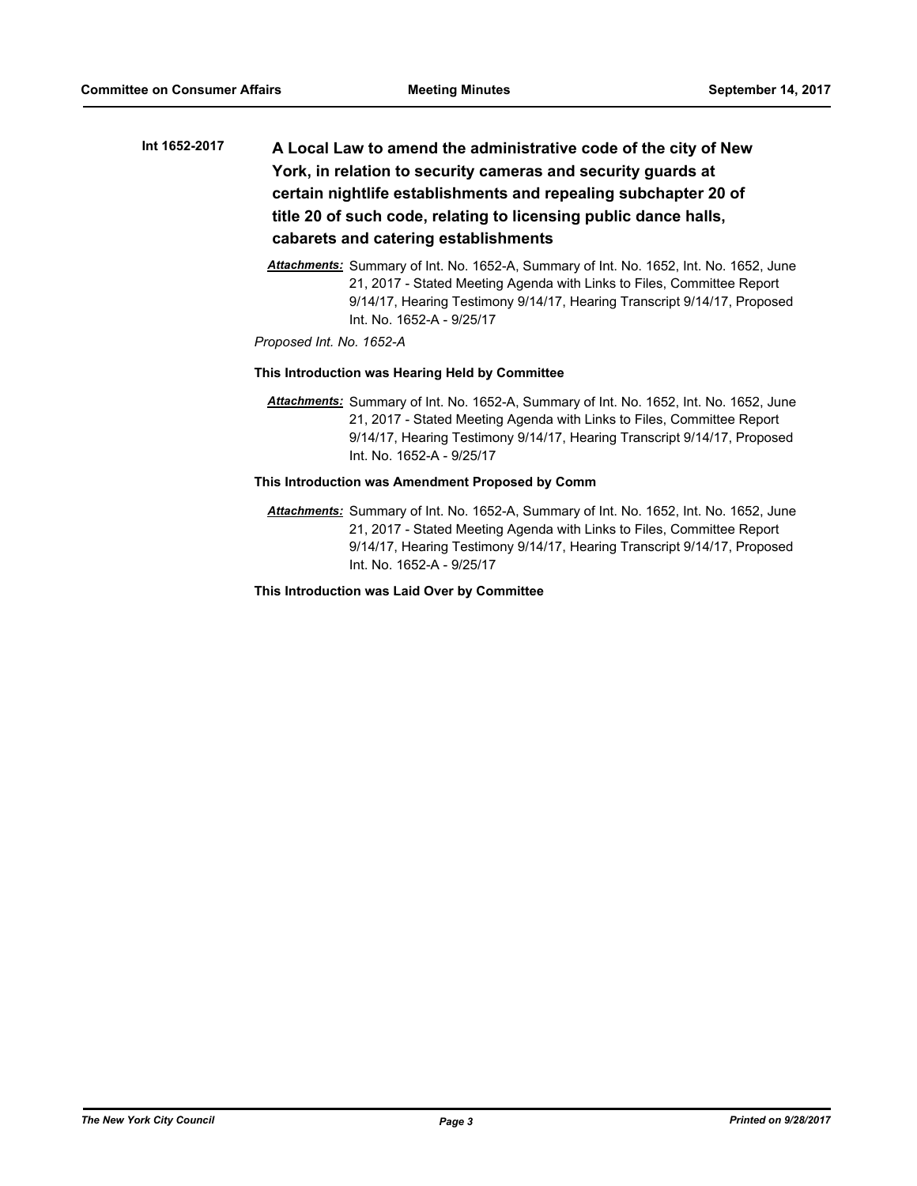**Int 1652-2017** **A Local Law to amend the administrative code of the city of New York, in relation to security cameras and security guards at certain nightlife establishments and repealing subchapter 20 of title 20 of such code, relating to licensing public dance halls, cabarets and catering establishments**

***Attachments:*** Summary of Int. No. 1652-A, Summary of Int. No. 1652, Int. No. 1652, June 21, 2017 - Stated Meeting Agenda with Links to Files, Committee Report 9/14/17, Hearing Testimony 9/14/17, Hearing Transcript 9/14/17, Proposed Int. No. 1652-A - 9/25/17

*Proposed Int. No. 1652-A*

**This Introduction was Hearing Held by Committee**

***Attachments:*** Summary of Int. No. 1652-A, Summary of Int. No. 1652, Int. No. 1652, June 21, 2017 - Stated Meeting Agenda with Links to Files, Committee Report 9/14/17, Hearing Testimony 9/14/17, Hearing Transcript 9/14/17, Proposed Int. No. 1652-A - 9/25/17

**This Introduction was Amendment Proposed by Comm**

***Attachments:*** Summary of Int. No. 1652-A, Summary of Int. No. 1652, Int. No. 1652, June 21, 2017 - Stated Meeting Agenda with Links to Files, Committee Report 9/14/17, Hearing Testimony 9/14/17, Hearing Transcript 9/14/17, Proposed Int. No. 1652-A - 9/25/17

**This Introduction was Laid Over by Committee**